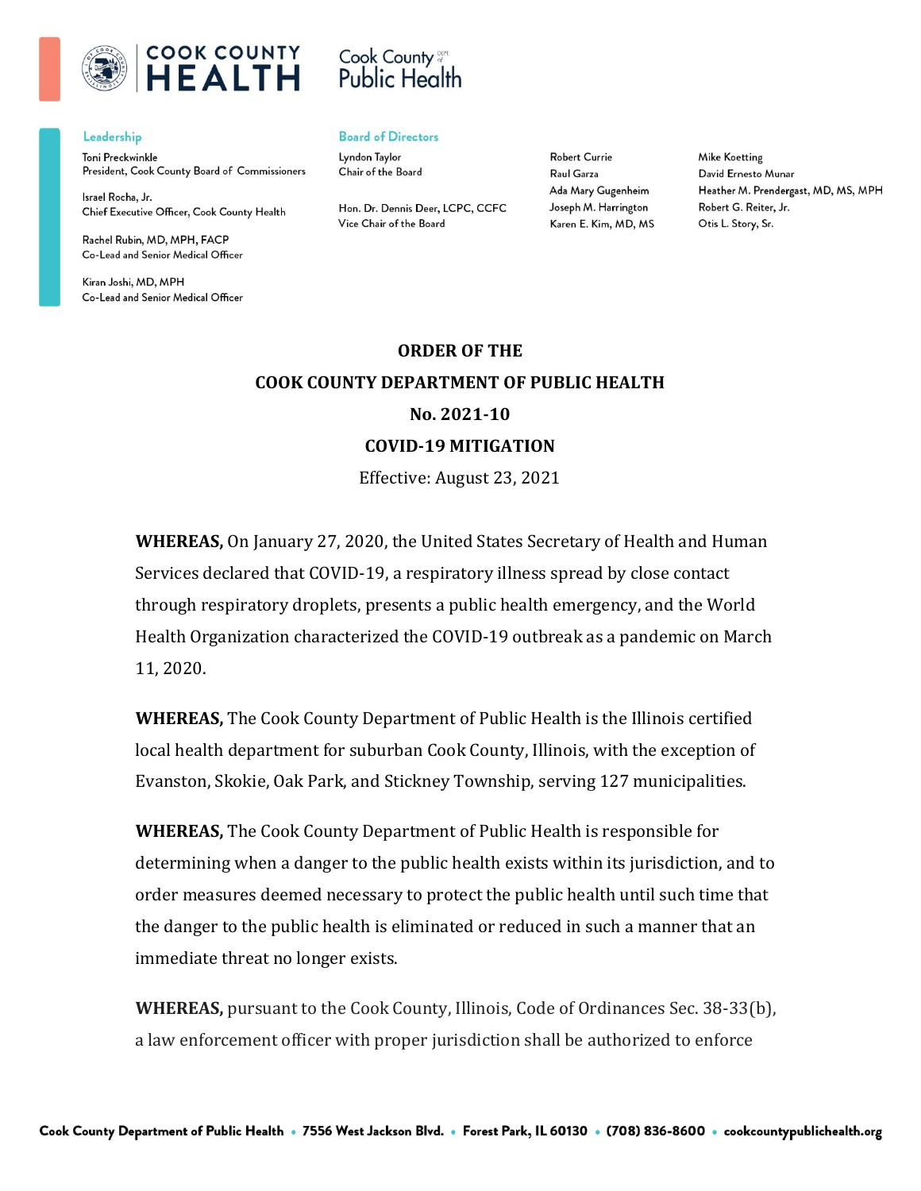COOK COUNTY HEALTH

Cook County Dept. of Public Health

**Leadership**

Toni Preckwinkle
President, Cook County Board of Commissioners

Israel Rocha, Jr.
Chief Executive Officer, Cook County Health

Rachel Rubin, MD, MPH, FACP
Co-Lead and Senior Medical Officer

Kiran Joshi, MD, MPH
Co-Lead and Senior Medical Officer

**Board of Directors**

Lyndon Taylor
Chair of the Board

Hon. Dr. Dennis Deer, LCPC, CCFC
Vice Chair of the Board

Robert Currie
Raul Garza
Ada Mary Gugenheim
Joseph M. Harrington
Karen E. Kim, MD, MS

Mike Koetting
David Ernesto Munar
Heather M. Prendergast, MD, MS, MPH
Robert G. Reiter, Jr.
Otis L. Story, Sr.

# ORDER OF THE COOK COUNTY DEPARTMENT OF PUBLIC HEALTH

## No. 2021-10

## COVID-19 MITIGATION

Effective: August 23, 2021

**WHEREAS,** On January 27, 2020, the United States Secretary of Health and Human Services declared that COVID-19, a respiratory illness spread by close contact through respiratory droplets, presents a public health emergency, and the World Health Organization characterized the COVID-19 outbreak as a pandemic on March 11, 2020.

**WHEREAS,** The Cook County Department of Public Health is the Illinois certified local health department for suburban Cook County, Illinois, with the exception of Evanston, Skokie, Oak Park, and Stickney Township, serving 127 municipalities.

**WHEREAS,** The Cook County Department of Public Health is responsible for determining when a danger to the public health exists within its jurisdiction, and to order measures deemed necessary to protect the public health until such time that the danger to the public health is eliminated or reduced in such a manner that an immediate threat no longer exists.

**WHEREAS,** pursuant to the Cook County, Illinois, Code of Ordinances Sec. 38-33(b), a law enforcement officer with proper jurisdiction shall be authorized to enforce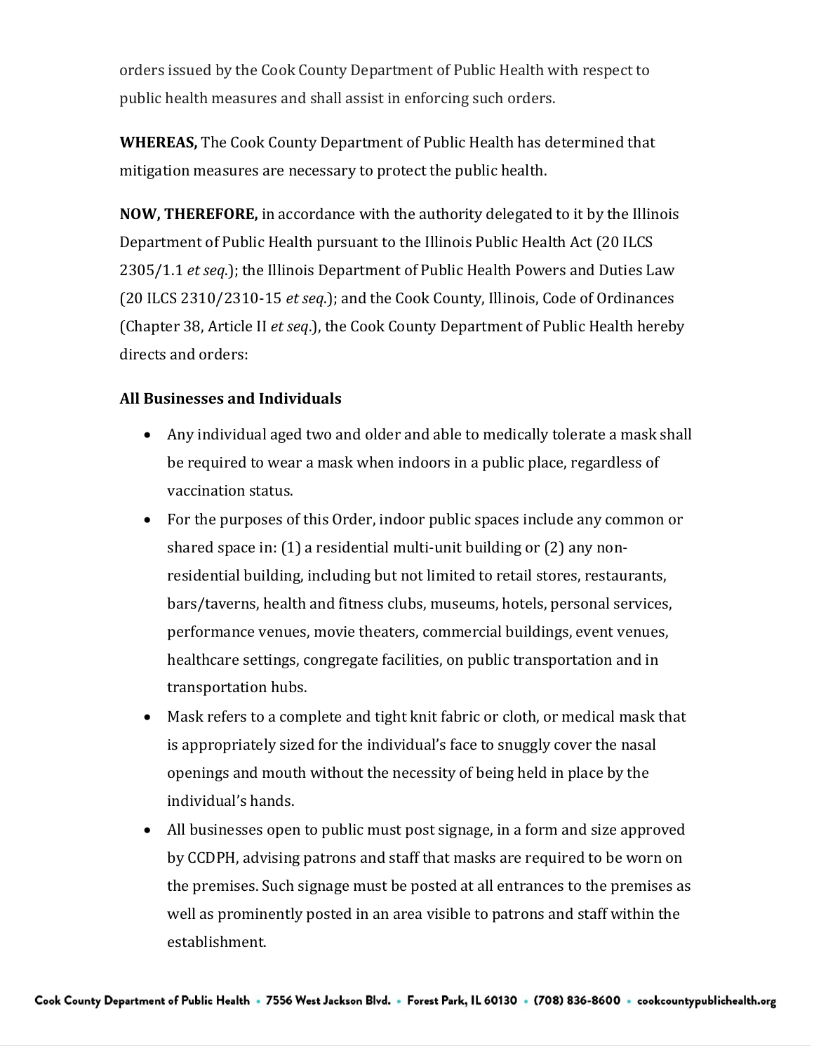orders issued by the Cook County Department of Public Health with respect to public health measures and shall assist in enforcing such orders.

**WHEREAS,** The Cook County Department of Public Health has determined that mitigation measures are necessary to protect the public health.

**NOW, THEREFORE,** in accordance with the authority delegated to it by the Illinois Department of Public Health pursuant to the Illinois Public Health Act (20 ILCS 2305/1.1 *et seq.*); the Illinois Department of Public Health Powers and Duties Law (20 ILCS 2310/2310-15 *et seq.*); and the Cook County, Illinois, Code of Ordinances (Chapter 38, Article II *et seq.*), the Cook County Department of Public Health hereby directs and orders:

**All Businesses and Individuals**

- Any individual aged two and older and able to medically tolerate a mask shall be required to wear a mask when indoors in a public place, regardless of vaccination status.
- For the purposes of this Order, indoor public spaces include any common or shared space in: (1) a residential multi-unit building or (2) any non-residential building, including but not limited to retail stores, restaurants, bars/taverns, health and fitness clubs, museums, hotels, personal services, performance venues, movie theaters, commercial buildings, event venues, healthcare settings, congregate facilities, on public transportation and in transportation hubs.
- Mask refers to a complete and tight knit fabric or cloth, or medical mask that is appropriately sized for the individual's face to snuggly cover the nasal openings and mouth without the necessity of being held in place by the individual's hands.
- All businesses open to public must post signage, in a form and size approved by CCDPH, advising patrons and staff that masks are required to be worn on the premises. Such signage must be posted at all entrances to the premises as well as prominently posted in an area visible to patrons and staff within the establishment.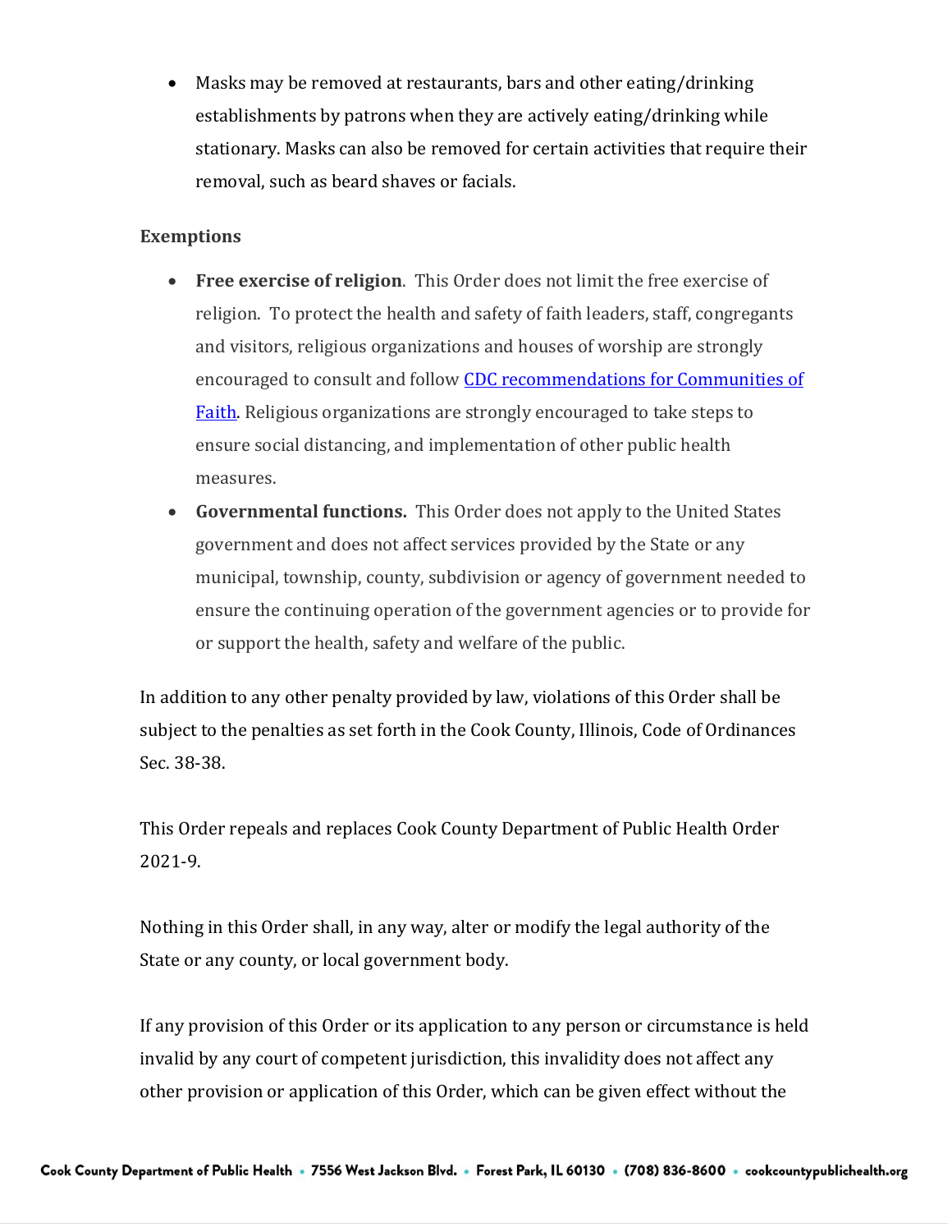- Masks may be removed at restaurants, bars and other eating/drinking establishments by patrons when they are actively eating/drinking while stationary. Masks can also be removed for certain activities that require their removal, such as beard shaves or facials.

**Exemptions**

- **Free exercise of religion**. This Order does not limit the free exercise of religion. To protect the health and safety of faith leaders, staff, congregants and visitors, religious organizations and houses of worship are strongly encouraged to consult and follow [CDC recommendations for Communities of Faith](). Religious organizations are strongly encouraged to take steps to ensure social distancing, and implementation of other public health measures.
- **Governmental functions.** This Order does not apply to the United States government and does not affect services provided by the State or any municipal, township, county, subdivision or agency of government needed to ensure the continuing operation of the government agencies or to provide for or support the health, safety and welfare of the public.

In addition to any other penalty provided by law, violations of this Order shall be subject to the penalties as set forth in the Cook County, Illinois, Code of Ordinances Sec. 38-38.

This Order repeals and replaces Cook County Department of Public Health Order 2021-9.

Nothing in this Order shall, in any way, alter or modify the legal authority of the State or any county, or local government body.

If any provision of this Order or its application to any person or circumstance is held invalid by any court of competent jurisdiction, this invalidity does not affect any other provision or application of this Order, which can be given effect without the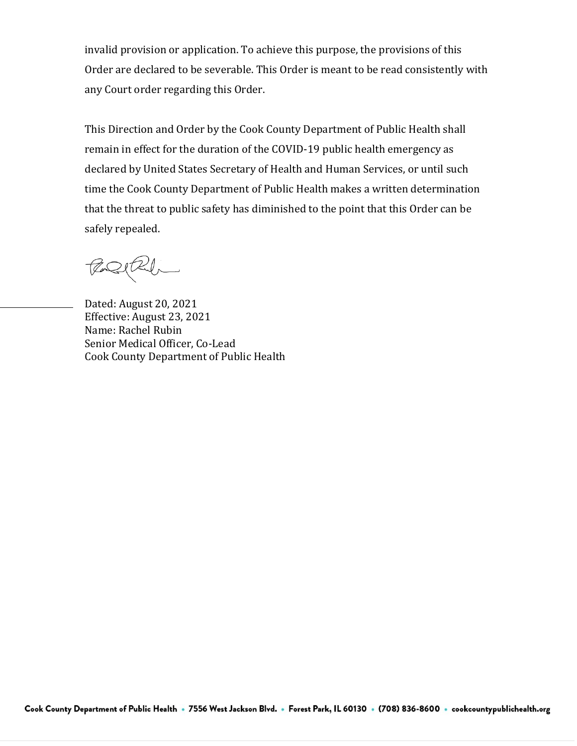invalid provision or application. To achieve this purpose, the provisions of this Order are declared to be severable. This Order is meant to be read consistently with any Court order regarding this Order.

This Direction and Order by the Cook County Department of Public Health shall remain in effect for the duration of the COVID-19 public health emergency as declared by United States Secretary of Health and Human Services, or until such time the Cook County Department of Public Health makes a written determination that the threat to public safety has diminished to the point that this Order can be safely repealed.

Dated: August 20, 2021
Effective: August 23, 2021
Name: Rachel Rubin
Senior Medical Officer, Co-Lead
Cook County Department of Public Health